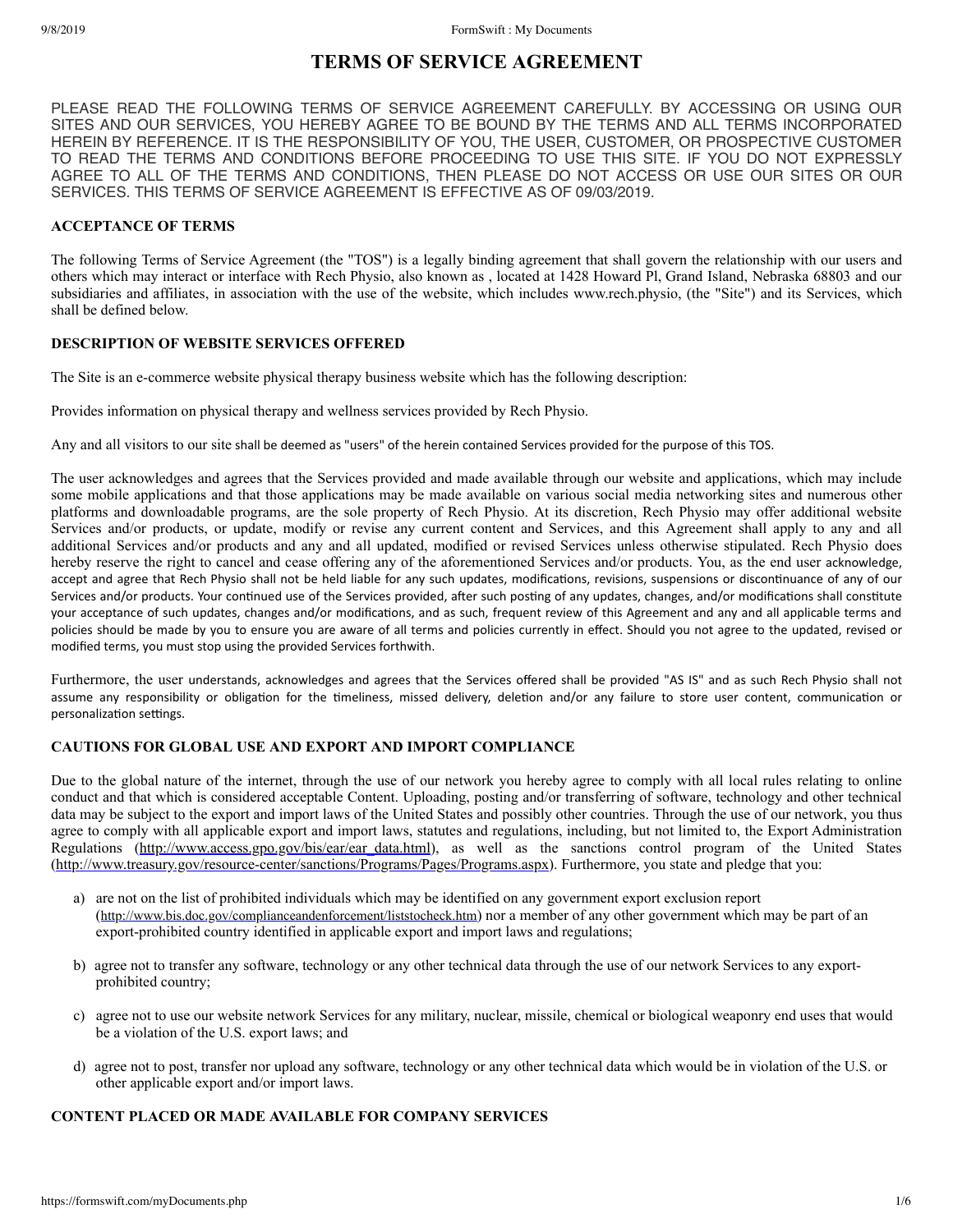# TERMS OF SERVICE AGREEMENT

PLEASE READ THE FOLLOWING TERMS OF SERVICE AGREEMENT CAREFULLY. BY ACCESSING OR USING OUR SITES AND OUR SERVICES, YOU HEREBY AGREE TO BE BOUND BY THE TERMS AND ALL TERMS INCORPORATED HEREIN BY REFERENCE. IT IS THE RESPONSIBILITY OF YOU, THE USER, CUSTOMER, OR PROSPECTIVE CUSTOMER TO READ THE TERMS AND CONDITIONS BEFORE PROCEEDING TO USE THIS SITE. IF YOU DO NOT EXPRESSLY AGREE TO ALL OF THE TERMS AND CONDITIONS, THEN PLEASE DO NOT ACCESS OR USE OUR SITES OR OUR SERVICES. THIS TERMS OF SERVICE AGREEMENT IS EFFECTIVE AS OF 09/03/2019.

## ACCEPTANCE OF TERMS

The following Terms of Service Agreement (the "TOS") is a legally binding agreement that shall govern the relationship with our users and others which may interact or interface with Rech Physio, also known as , located at 1428 Howard Pl, Grand Island, Nebraska 68803 and our subsidiaries and affiliates, in association with the use of the website, which includes www.rech.physio, (the "Site") and its Services, which shall be defined below.

## DESCRIPTION OF WEBSITE SERVICES OFFERED

The Site is an e-commerce website physical therapy business website which has the following description:

Provides information on physical therapy and wellness services provided by Rech Physio.

Any and all visitors to our site shall be deemed as "users" of the herein contained Services provided for the purpose of this TOS.

The user acknowledges and agrees that the Services provided and made available through our website and applications, which may include some mobile applications and that those applications may be made available on various social media networking sites and numerous other platforms and downloadable programs, are the sole property of Rech Physio. At its discretion, Rech Physio may offer additional website Services and/or products, or update, modify or revise any current content and Services, and this Agreement shall apply to any and all additional Services and/or products and any and all updated, modified or revised Services unless otherwise stipulated. Rech Physio does hereby reserve the right to cancel and cease offering any of the aforementioned Services and/or products. You, as the end user acknowledge, accept and agree that Rech Physio shall not be held liable for any such updates, modifications, revisions, suspensions or discontinuance of any of our Services and/or products. Your continued use of the Services provided, after such posting of any updates, changes, and/or modifications shall constitute your acceptance of such updates, changes and/or modifications, and as such, frequent review of this Agreement and any and all applicable terms and policies should be made by you to ensure you are aware of all terms and policies currently in effect. Should you not agree to the updated, revised or modified terms, you must stop using the provided Services forthwith.

Furthermore, the user understands, acknowledges and agrees that the Services offered shall be provided "AS IS" and as such Rech Physio shall not assume any responsibility or obligation for the timeliness, missed delivery, deletion and/or any failure to store user content, communication or personalization settings.

## CAUTIONS FOR GLOBAL USE AND EXPORT AND IMPORT COMPLIANCE

Due to the global nature of the internet, through the use of our network you hereby agree to comply with all local rules relating to online conduct and that which is considered acceptable Content. Uploading, posting and/or transferring of software, technology and other technical data may be subject to the export and import laws of the United States and possibly other countries. Through the use of our network, you thus agree to comply with all applicable export and import laws, statutes and regulations, including, but not limited to, the Export Administration Regulations (http://www.access.gpo.gov/bis/ear/ear_data.html), as well as the sanctions control program of the United States (http://www.treasury.gov/resource-center/sanctions/Programs/Pages/Programs.aspx). Furthermore, you state and pledge that you:

a) are not on the list of prohibited individuals which may be identified on any government export exclusion report (http://www.bis.doc.gov/complianceandenforcement/liststocheck.htm) nor a member of any other government which may be part of an export-prohibited country identified in applicable export and import laws and regulations;

b) agree not to transfer any software, technology or any other technical data through the use of our network Services to any export-prohibited country;

c) agree not to use our website network Services for any military, nuclear, missile, chemical or biological weaponry end uses that would be a violation of the U.S. export laws; and

d) agree not to post, transfer nor upload any software, technology or any other technical data which would be in violation of the U.S. or other applicable export and/or import laws.

## CONTENT PLACED OR MADE AVAILABLE FOR COMPANY SERVICES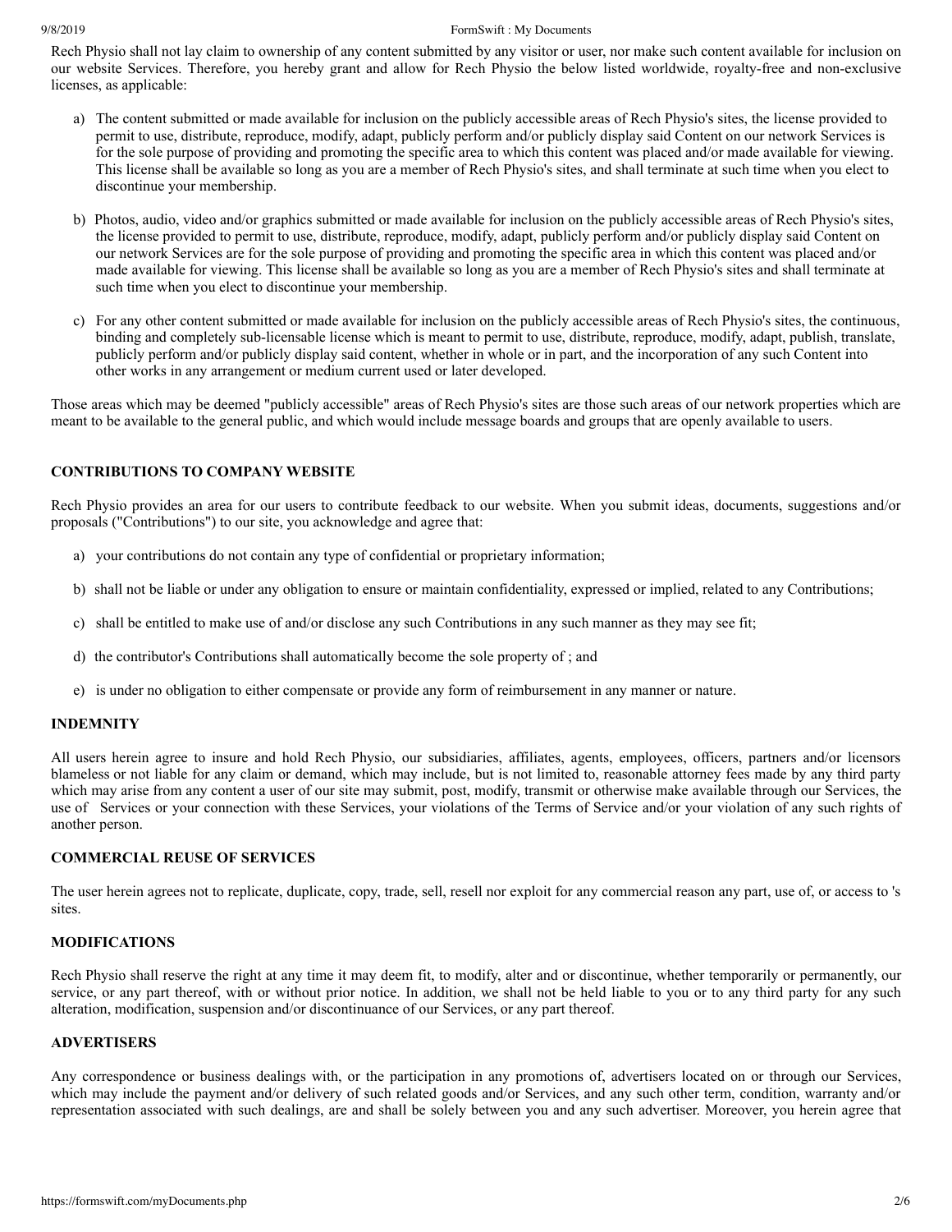Rech Physio shall not lay claim to ownership of any content submitted by any visitor or user, nor make such content available for inclusion on our website Services. Therefore, you hereby grant and allow for Rech Physio the below listed worldwide, royalty-free and non-exclusive licenses, as applicable:

a) The content submitted or made available for inclusion on the publicly accessible areas of Rech Physio's sites, the license provided to permit to use, distribute, reproduce, modify, adapt, publicly perform and/or publicly display said Content on our network Services is for the sole purpose of providing and promoting the specific area to which this content was placed and/or made available for viewing. This license shall be available so long as you are a member of Rech Physio's sites, and shall terminate at such time when you elect to discontinue your membership.

b) Photos, audio, video and/or graphics submitted or made available for inclusion on the publicly accessible areas of Rech Physio's sites, the license provided to permit to use, distribute, reproduce, modify, adapt, publicly perform and/or publicly display said Content on our network Services are for the sole purpose of providing and promoting the specific area in which this content was placed and/or made available for viewing. This license shall be available so long as you are a member of Rech Physio's sites and shall terminate at such time when you elect to discontinue your membership.

c) For any other content submitted or made available for inclusion on the publicly accessible areas of Rech Physio's sites, the continuous, binding and completely sub-licensable license which is meant to permit to use, distribute, reproduce, modify, adapt, publish, translate, publicly perform and/or publicly display said content, whether in whole or in part, and the incorporation of any such Content into other works in any arrangement or medium current used or later developed.

Those areas which may be deemed "publicly accessible" areas of Rech Physio's sites are those such areas of our network properties which are meant to be available to the general public, and which would include message boards and groups that are openly available to users.

**CONTRIBUTIONS TO COMPANY WEBSITE**

Rech Physio provides an area for our users to contribute feedback to our website. When you submit ideas, documents, suggestions and/or proposals ("Contributions") to our site, you acknowledge and agree that:

a) your contributions do not contain any type of confidential or proprietary information;

b) shall not be liable or under any obligation to ensure or maintain confidentiality, expressed or implied, related to any Contributions;

c) shall be entitled to make use of and/or disclose any such Contributions in any such manner as they may see fit;

d) the contributor's Contributions shall automatically become the sole property of ; and

e) is under no obligation to either compensate or provide any form of reimbursement in any manner or nature.

**INDEMNITY**

All users herein agree to insure and hold Rech Physio, our subsidiaries, affiliates, agents, employees, officers, partners and/or licensors blameless or not liable for any claim or demand, which may include, but is not limited to, reasonable attorney fees made by any third party which may arise from any content a user of our site may submit, post, modify, transmit or otherwise make available through our Services, the use of Services or your connection with these Services, your violations of the Terms of Service and/or your violation of any such rights of another person.

**COMMERCIAL REUSE OF SERVICES**

The user herein agrees not to replicate, duplicate, copy, trade, sell, resell nor exploit for any commercial reason any part, use of, or access to 's sites.

**MODIFICATIONS**

Rech Physio shall reserve the right at any time it may deem fit, to modify, alter and or discontinue, whether temporarily or permanently, our service, or any part thereof, with or without prior notice. In addition, we shall not be held liable to you or to any third party for any such alteration, modification, suspension and/or discontinuance of our Services, or any part thereof.

**ADVERTISERS**

Any correspondence or business dealings with, or the participation in any promotions of, advertisers located on or through our Services, which may include the payment and/or delivery of such related goods and/or Services, and any such other term, condition, warranty and/or representation associated with such dealings, are and shall be solely between you and any such advertiser. Moreover, you herein agree that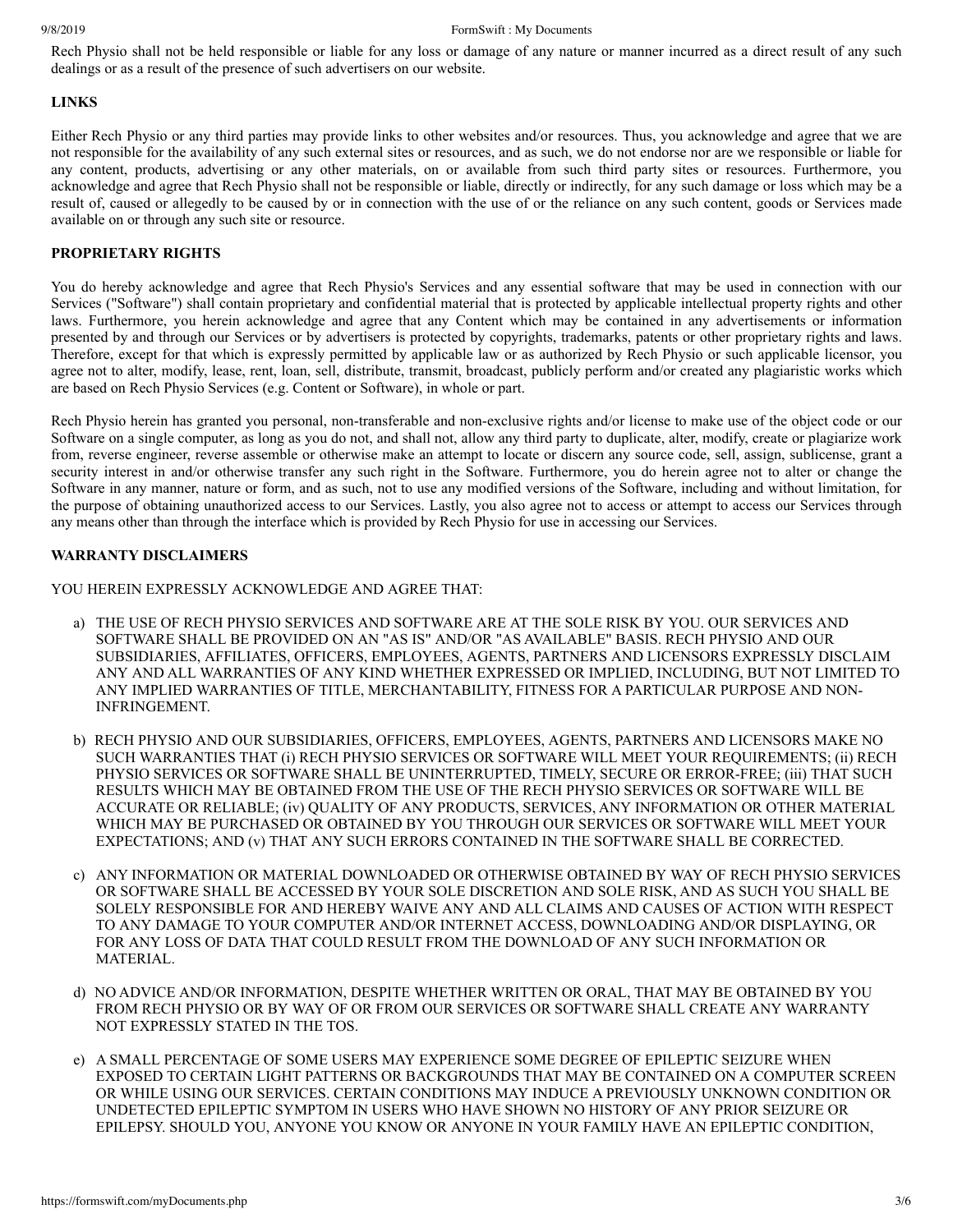Rech Physio shall not be held responsible or liable for any loss or damage of any nature or manner incurred as a direct result of any such dealings or as a result of the presence of such advertisers on our website.

**LINKS**

Either Rech Physio or any third parties may provide links to other websites and/or resources. Thus, you acknowledge and agree that we are not responsible for the availability of any such external sites or resources, and as such, we do not endorse nor are we responsible or liable for any content, products, advertising or any other materials, on or available from such third party sites or resources. Furthermore, you acknowledge and agree that Rech Physio shall not be responsible or liable, directly or indirectly, for any such damage or loss which may be a result of, caused or allegedly to be caused by or in connection with the use of or the reliance on any such content, goods or Services made available on or through any such site or resource.

**PROPRIETARY RIGHTS**

You do hereby acknowledge and agree that Rech Physio's Services and any essential software that may be used in connection with our Services ("Software") shall contain proprietary and confidential material that is protected by applicable intellectual property rights and other laws. Furthermore, you herein acknowledge and agree that any Content which may be contained in any advertisements or information presented by and through our Services or by advertisers is protected by copyrights, trademarks, patents or other proprietary rights and laws. Therefore, except for that which is expressly permitted by applicable law or as authorized by Rech Physio or such applicable licensor, you agree not to alter, modify, lease, rent, loan, sell, distribute, transmit, broadcast, publicly perform and/or created any plagiaristic works which are based on Rech Physio Services (e.g. Content or Software), in whole or part.

Rech Physio herein has granted you personal, non-transferable and non-exclusive rights and/or license to make use of the object code or our Software on a single computer, as long as you do not, and shall not, allow any third party to duplicate, alter, modify, create or plagiarize work from, reverse engineer, reverse assemble or otherwise make an attempt to locate or discern any source code, sell, assign, sublicense, grant a security interest in and/or otherwise transfer any such right in the Software. Furthermore, you do herein agree not to alter or change the Software in any manner, nature or form, and as such, not to use any modified versions of the Software, including and without limitation, for the purpose of obtaining unauthorized access to our Services. Lastly, you also agree not to access or attempt to access our Services through any means other than through the interface which is provided by Rech Physio for use in accessing our Services.

**WARRANTY DISCLAIMERS**

YOU HEREIN EXPRESSLY ACKNOWLEDGE AND AGREE THAT:

a) THE USE OF RECH PHYSIO SERVICES AND SOFTWARE ARE AT THE SOLE RISK BY YOU. OUR SERVICES AND SOFTWARE SHALL BE PROVIDED ON AN "AS IS" AND/OR "AS AVAILABLE" BASIS. RECH PHYSIO AND OUR SUBSIDIARIES, AFFILIATES, OFFICERS, EMPLOYEES, AGENTS, PARTNERS AND LICENSORS EXPRESSLY DISCLAIM ANY AND ALL WARRANTIES OF ANY KIND WHETHER EXPRESSED OR IMPLIED, INCLUDING, BUT NOT LIMITED TO ANY IMPLIED WARRANTIES OF TITLE, MERCHANTABILITY, FITNESS FOR A PARTICULAR PURPOSE AND NON-INFRINGEMENT.

b) RECH PHYSIO AND OUR SUBSIDIARIES, OFFICERS, EMPLOYEES, AGENTS, PARTNERS AND LICENSORS MAKE NO SUCH WARRANTIES THAT (i) RECH PHYSIO SERVICES OR SOFTWARE WILL MEET YOUR REQUIREMENTS; (ii) RECH PHYSIO SERVICES OR SOFTWARE SHALL BE UNINTERRUPTED, TIMELY, SECURE OR ERROR-FREE; (iii) THAT SUCH RESULTS WHICH MAY BE OBTAINED FROM THE USE OF THE RECH PHYSIO SERVICES OR SOFTWARE WILL BE ACCURATE OR RELIABLE; (iv) QUALITY OF ANY PRODUCTS, SERVICES, ANY INFORMATION OR OTHER MATERIAL WHICH MAY BE PURCHASED OR OBTAINED BY YOU THROUGH OUR SERVICES OR SOFTWARE WILL MEET YOUR EXPECTATIONS; AND (v) THAT ANY SUCH ERRORS CONTAINED IN THE SOFTWARE SHALL BE CORRECTED.

c) ANY INFORMATION OR MATERIAL DOWNLOADED OR OTHERWISE OBTAINED BY WAY OF RECH PHYSIO SERVICES OR SOFTWARE SHALL BE ACCESSED BY YOUR SOLE DISCRETION AND SOLE RISK, AND AS SUCH YOU SHALL BE SOLELY RESPONSIBLE FOR AND HEREBY WAIVE ANY AND ALL CLAIMS AND CAUSES OF ACTION WITH RESPECT TO ANY DAMAGE TO YOUR COMPUTER AND/OR INTERNET ACCESS, DOWNLOADING AND/OR DISPLAYING, OR FOR ANY LOSS OF DATA THAT COULD RESULT FROM THE DOWNLOAD OF ANY SUCH INFORMATION OR MATERIAL.

d) NO ADVICE AND/OR INFORMATION, DESPITE WHETHER WRITTEN OR ORAL, THAT MAY BE OBTAINED BY YOU FROM RECH PHYSIO OR BY WAY OF OR FROM OUR SERVICES OR SOFTWARE SHALL CREATE ANY WARRANTY NOT EXPRESSLY STATED IN THE TOS.

e) A SMALL PERCENTAGE OF SOME USERS MAY EXPERIENCE SOME DEGREE OF EPILEPTIC SEIZURE WHEN EXPOSED TO CERTAIN LIGHT PATTERNS OR BACKGROUNDS THAT MAY BE CONTAINED ON A COMPUTER SCREEN OR WHILE USING OUR SERVICES. CERTAIN CONDITIONS MAY INDUCE A PREVIOUSLY UNKNOWN CONDITION OR UNDETECTED EPILEPTIC SYMPTOM IN USERS WHO HAVE SHOWN NO HISTORY OF ANY PRIOR SEIZURE OR EPILEPSY. SHOULD YOU, ANYONE YOU KNOW OR ANYONE IN YOUR FAMILY HAVE AN EPILEPTIC CONDITION,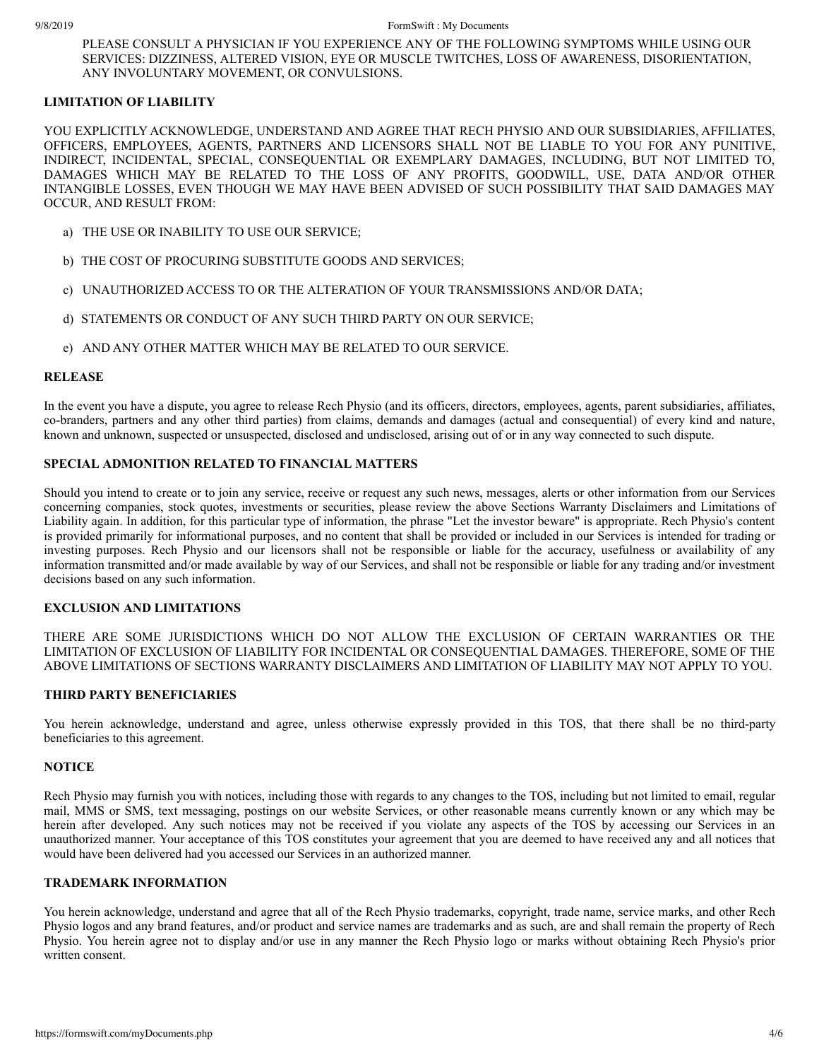PLEASE CONSULT A PHYSICIAN IF YOU EXPERIENCE ANY OF THE FOLLOWING SYMPTOMS WHILE USING OUR SERVICES: DIZZINESS, ALTERED VISION, EYE OR MUSCLE TWITCHES, LOSS OF AWARENESS, DISORIENTATION, ANY INVOLUNTARY MOVEMENT, OR CONVULSIONS.

**LIMITATION OF LIABILITY**

YOU EXPLICITLY ACKNOWLEDGE, UNDERSTAND AND AGREE THAT RECH PHYSIO AND OUR SUBSIDIARIES, AFFILIATES, OFFICERS, EMPLOYEES, AGENTS, PARTNERS AND LICENSORS SHALL NOT BE LIABLE TO YOU FOR ANY PUNITIVE, INDIRECT, INCIDENTAL, SPECIAL, CONSEQUENTIAL OR EXEMPLARY DAMAGES, INCLUDING, BUT NOT LIMITED TO, DAMAGES WHICH MAY BE RELATED TO THE LOSS OF ANY PROFITS, GOODWILL, USE, DATA AND/OR OTHER INTANGIBLE LOSSES, EVEN THOUGH WE MAY HAVE BEEN ADVISED OF SUCH POSSIBILITY THAT SAID DAMAGES MAY OCCUR, AND RESULT FROM:

a) THE USE OR INABILITY TO USE OUR SERVICE;

b) THE COST OF PROCURING SUBSTITUTE GOODS AND SERVICES;

c) UNAUTHORIZED ACCESS TO OR THE ALTERATION OF YOUR TRANSMISSIONS AND/OR DATA;

d) STATEMENTS OR CONDUCT OF ANY SUCH THIRD PARTY ON OUR SERVICE;

e) AND ANY OTHER MATTER WHICH MAY BE RELATED TO OUR SERVICE.

**RELEASE**

In the event you have a dispute, you agree to release Rech Physio (and its officers, directors, employees, agents, parent subsidiaries, affiliates, co-branders, partners and any other third parties) from claims, demands and damages (actual and consequential) of every kind and nature, known and unknown, suspected or unsuspected, disclosed and undisclosed, arising out of or in any way connected to such dispute.

**SPECIAL ADMONITION RELATED TO FINANCIAL MATTERS**

Should you intend to create or to join any service, receive or request any such news, messages, alerts or other information from our Services concerning companies, stock quotes, investments or securities, please review the above Sections Warranty Disclaimers and Limitations of Liability again. In addition, for this particular type of information, the phrase "Let the investor beware" is appropriate. Rech Physio's content is provided primarily for informational purposes, and no content that shall be provided or included in our Services is intended for trading or investing purposes. Rech Physio and our licensors shall not be responsible or liable for the accuracy, usefulness or availability of any information transmitted and/or made available by way of our Services, and shall not be responsible or liable for any trading and/or investment decisions based on any such information.

**EXCLUSION AND LIMITATIONS**

THERE ARE SOME JURISDICTIONS WHICH DO NOT ALLOW THE EXCLUSION OF CERTAIN WARRANTIES OR THE LIMITATION OF EXCLUSION OF LIABILITY FOR INCIDENTAL OR CONSEQUENTIAL DAMAGES. THEREFORE, SOME OF THE ABOVE LIMITATIONS OF SECTIONS WARRANTY DISCLAIMERS AND LIMITATION OF LIABILITY MAY NOT APPLY TO YOU.

**THIRD PARTY BENEFICIARIES**

You herein acknowledge, understand and agree, unless otherwise expressly provided in this TOS, that there shall be no third-party beneficiaries to this agreement.

**NOTICE**

Rech Physio may furnish you with notices, including those with regards to any changes to the TOS, including but not limited to email, regular mail, MMS or SMS, text messaging, postings on our website Services, or other reasonable means currently known or any which may be herein after developed. Any such notices may not be received if you violate any aspects of the TOS by accessing our Services in an unauthorized manner. Your acceptance of this TOS constitutes your agreement that you are deemed to have received any and all notices that would have been delivered had you accessed our Services in an authorized manner.

**TRADEMARK INFORMATION**

You herein acknowledge, understand and agree that all of the Rech Physio trademarks, copyright, trade name, service marks, and other Rech Physio logos and any brand features, and/or product and service names are trademarks and as such, are and shall remain the property of Rech Physio. You herein agree not to display and/or use in any manner the Rech Physio logo or marks without obtaining Rech Physio's prior written consent.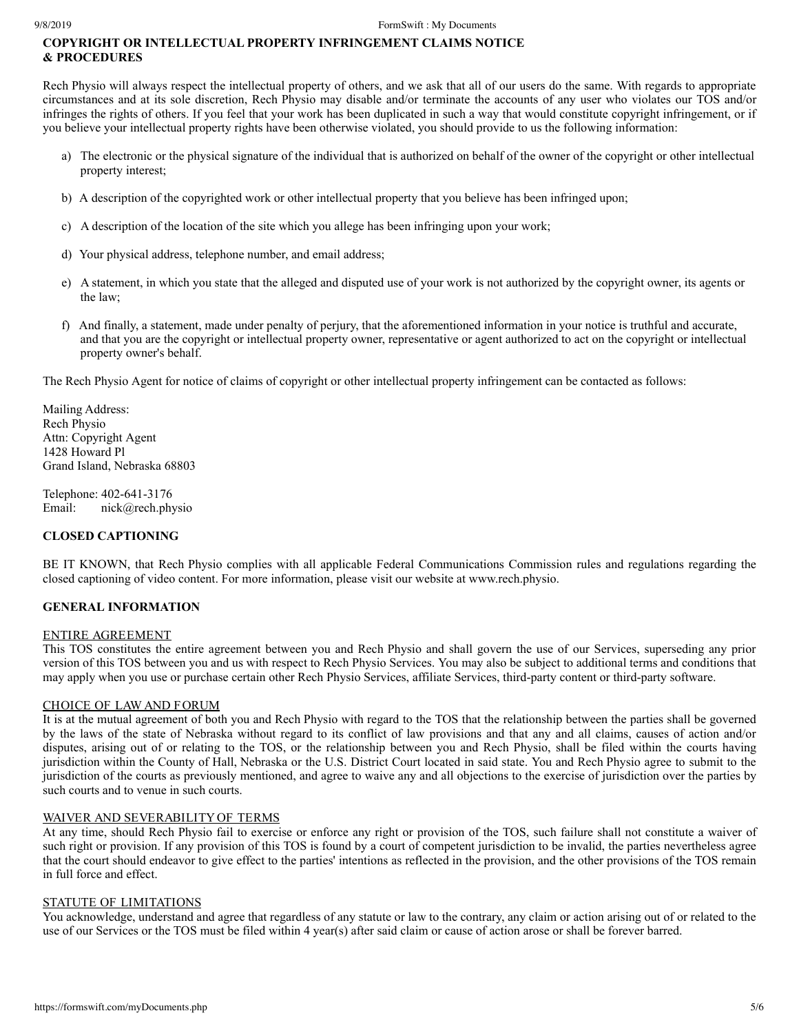## COPYRIGHT OR INTELLECTUAL PROPERTY INFRINGEMENT CLAIMS NOTICE & PROCEDURES

Rech Physio will always respect the intellectual property of others, and we ask that all of our users do the same. With regards to appropriate circumstances and at its sole discretion, Rech Physio may disable and/or terminate the accounts of any user who violates our TOS and/or infringes the rights of others. If you feel that your work has been duplicated in such a way that would constitute copyright infringement, or if you believe your intellectual property rights have been otherwise violated, you should provide to us the following information:

a) The electronic or the physical signature of the individual that is authorized on behalf of the owner of the copyright or other intellectual property interest;

b) A description of the copyrighted work or other intellectual property that you believe has been infringed upon;

c) A description of the location of the site which you allege has been infringing upon your work;

d) Your physical address, telephone number, and email address;

e) A statement, in which you state that the alleged and disputed use of your work is not authorized by the copyright owner, its agents or the law;

f) And finally, a statement, made under penalty of perjury, that the aforementioned information in your notice is truthful and accurate, and that you are the copyright or intellectual property owner, representative or agent authorized to act on the copyright or intellectual property owner's behalf.

The Rech Physio Agent for notice of claims of copyright or other intellectual property infringement can be contacted as follows:

Mailing Address:
Rech Physio
Attn: Copyright Agent
1428 Howard Pl
Grand Island, Nebraska 68803

Telephone: 402-641-3176
Email: nick@rech.physio

## CLOSED CAPTIONING

BE IT KNOWN, that Rech Physio complies with all applicable Federal Communications Commission rules and regulations regarding the closed captioning of video content. For more information, please visit our website at www.rech.physio.

## GENERAL INFORMATION

### ENTIRE AGREEMENT

This TOS constitutes the entire agreement between you and Rech Physio and shall govern the use of our Services, superseding any prior version of this TOS between you and us with respect to Rech Physio Services. You may also be subject to additional terms and conditions that may apply when you use or purchase certain other Rech Physio Services, affiliate Services, third-party content or third-party software.

### CHOICE OF LAW AND FORUM

It is at the mutual agreement of both you and Rech Physio with regard to the TOS that the relationship between the parties shall be governed by the laws of the state of Nebraska without regard to its conflict of law provisions and that any and all claims, causes of action and/or disputes, arising out of or relating to the TOS, or the relationship between you and Rech Physio, shall be filed within the courts having jurisdiction within the County of Hall, Nebraska or the U.S. District Court located in said state. You and Rech Physio agree to submit to the jurisdiction of the courts as previously mentioned, and agree to waive any and all objections to the exercise of jurisdiction over the parties by such courts and to venue in such courts.

### WAIVER AND SEVERABILITY OF TERMS

At any time, should Rech Physio fail to exercise or enforce any right or provision of the TOS, such failure shall not constitute a waiver of such right or provision. If any provision of this TOS is found by a court of competent jurisdiction to be invalid, the parties nevertheless agree that the court should endeavor to give effect to the parties' intentions as reflected in the provision, and the other provisions of the TOS remain in full force and effect.

### STATUTE OF LIMITATIONS

You acknowledge, understand and agree that regardless of any statute or law to the contrary, any claim or action arising out of or related to the use of our Services or the TOS must be filed within 4 year(s) after said claim or cause of action arose or shall be forever barred.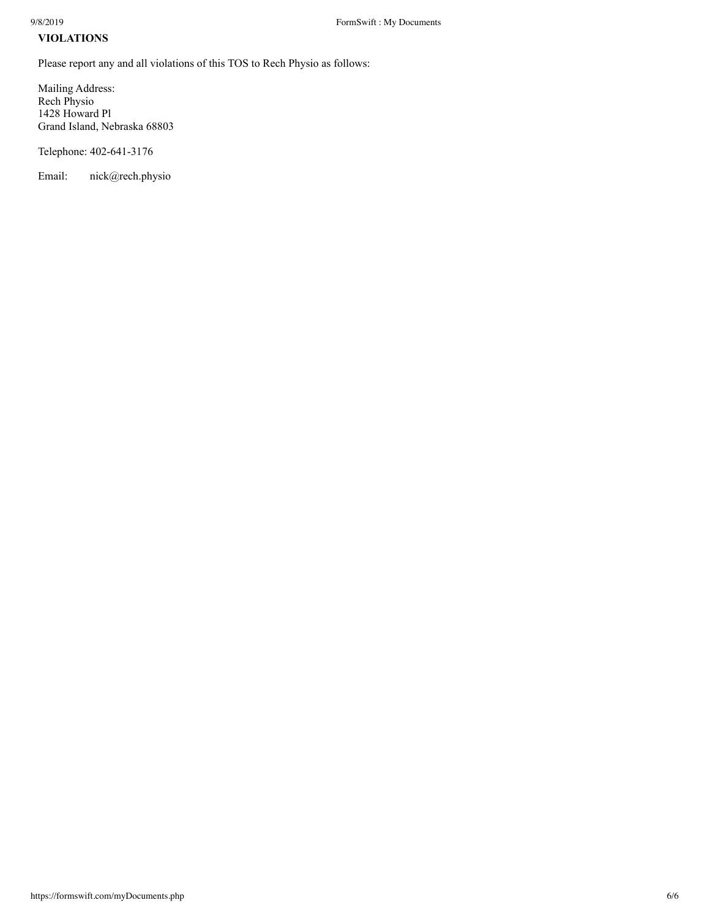**VIOLATIONS**

Please report any and all violations of this TOS to Rech Physio as follows:

Mailing Address:
Rech Physio
1428 Howard Pl
Grand Island, Nebraska 68803

Telephone: 402-641-3176

Email: nick@rech.physio